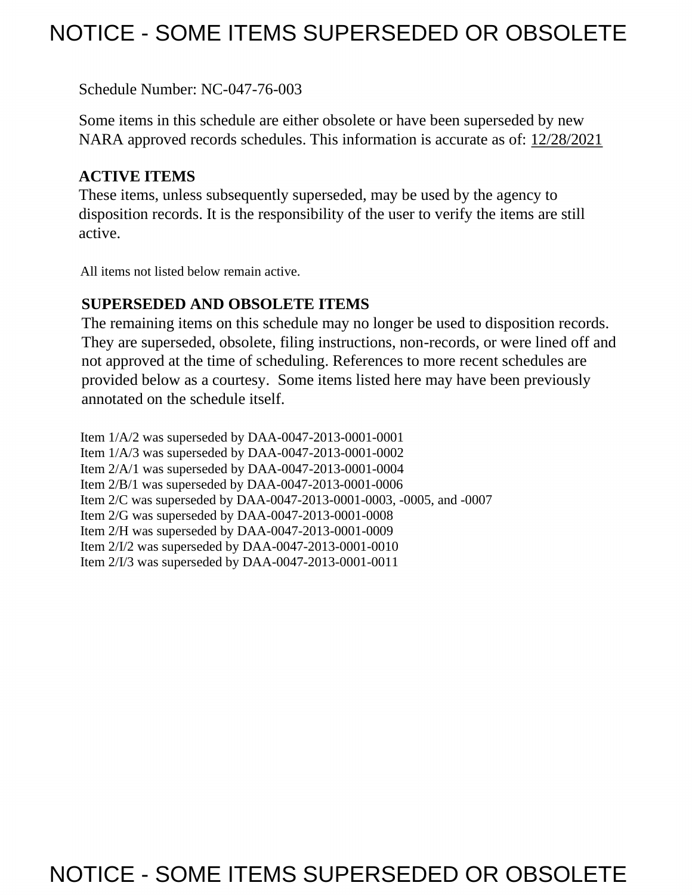# NOTICE - SOME ITEMS SUPERSEDED OR OBSOLETE

Schedule Number: NC-047-76-003

Some items in this schedule are either obsolete or have been superseded by new NARA approved records schedules. This information is accurate as of: 12/28/2021

**ACTIVE ITEMS**

These items, unless subsequently superseded, may be used by the agency to disposition records. It is the responsibility of the user to verify the items are still active.

All items not listed below remain active.

**SUPERSEDED AND OBSOLETE ITEMS**

The remaining items on this schedule may no longer be used to disposition records. They are superseded, obsolete, filing instructions, non-records, or were lined off and not approved at the time of scheduling. References to more recent schedules are provided below as a courtesy. Some items listed here may have been previously annotated on the schedule itself.

Item 1/A/2 was superseded by DAA-0047-2013-0001-0001
Item 1/A/3 was superseded by DAA-0047-2013-0001-0002
Item 2/A/1 was superseded by DAA-0047-2013-0001-0004
Item 2/B/1 was superseded by DAA-0047-2013-0001-0006
Item 2/C was superseded by DAA-0047-2013-0001-0003, -0005, and -0007
Item 2/G was superseded by DAA-0047-2013-0001-0008
Item 2/H was superseded by DAA-0047-2013-0001-0009
Item 2/I/2 was superseded by DAA-0047-2013-0001-0010
Item 2/I/3 was superseded by DAA-0047-2013-0001-0011

# NOTICE - SOME ITEMS SUPERSEDED OR OBSOLETE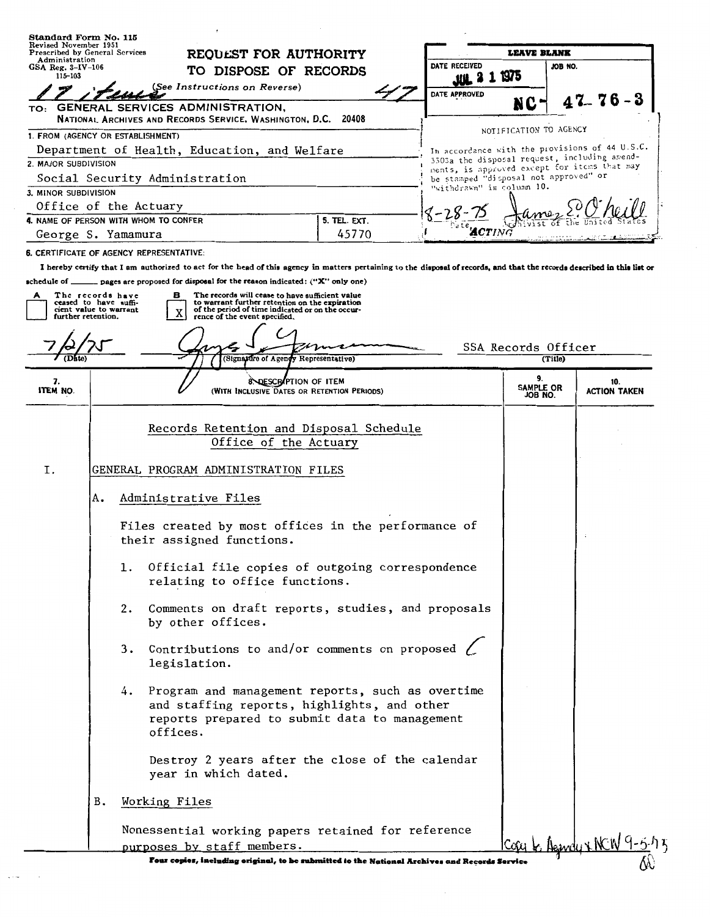Standard Form No. 115
Revised November 1951
Prescribed by General Services Administration
GSA Reg. 3-IV-106
115-103

# REQUEST FOR AUTHORITY TO DISPOSE OF RECORDS

(See Instructions on Reverse)

17 items 47

TO: GENERAL SERVICES ADMINISTRATION,
NATIONAL ARCHIVES AND RECORDS SERVICE, WASHINGTON, D.C. 20408

| LEAVE BLANK | |
|---|---|
| DATE RECEIVED: JUL 31 1975 | JOB NO. |
| DATE APPROVED | NC-47-76-3 |

NOTIFICATION TO AGENCY

In accordance with the provisions of 44 U.S.C. 3303a the disposal request, including amendments, is approved except for items that may be stamped "disposal not approved" or "withdrawn" in column 10.

8-28-75 James E. O'Neill
Date ACTING Archivist of the United States

1. FROM (AGENCY OR ESTABLISHMENT)
Department of Health, Education, and Welfare

2. MAJOR SUBDIVISION
Social Security Administration

3. MINOR SUBDIVISION
Office of the Actuary

4. NAME OF PERSON WITH WHOM TO CONFER: George S. Yamamura
5. TEL. EXT.: 45770

6. CERTIFICATE OF AGENCY REPRESENTATIVE:

I hereby certify that I am authorized to act for the head of this agency in matters pertaining to the disposal of records, and that the records described in this list or schedule of ______ pages are proposed for disposal for the reason indicated: ("X" only one)

A [ ] The records have ceased to have sufficient value to warrant further retention.
B [X] The records will cease to have sufficient value to warrant further retention on the expiration of the period of time indicated or on the occurrence of the event specified.

7/2/75 (Date) — (Signature of Agency Representative) — SSA Records Officer (Title)

| 7. ITEM NO. | 8. DESCRIPTION OF ITEM (WITH INCLUSIVE DATES OR RETENTION PERIODS) | 9. SAMPLE OR JOB NO. | 10. ACTION TAKEN |
|---|---|---|---|

Records Retention and Disposal Schedule
Office of the Actuary

I. GENERAL PROGRAM ADMINISTRATION FILES

A. Administrative Files

Files created by most offices in the performance of their assigned functions.

1. Official file copies of outgoing correspondence relating to office functions.

2. Comments on draft reports, studies, and proposals by other offices.

3. Contributions to and/or comments on proposed legislation.

4. Program and management reports, such as overtime and staffing reports, highlights, and other reports prepared to submit data to management offices.

Destroy 2 years after the close of the calendar year in which dated.

B. Working Files

Nonessential working papers retained for reference purposes by staff members.

Copy to Agency & NCW 9-5-75

Four copies, including original, to be submitted to the National Archives and Records Service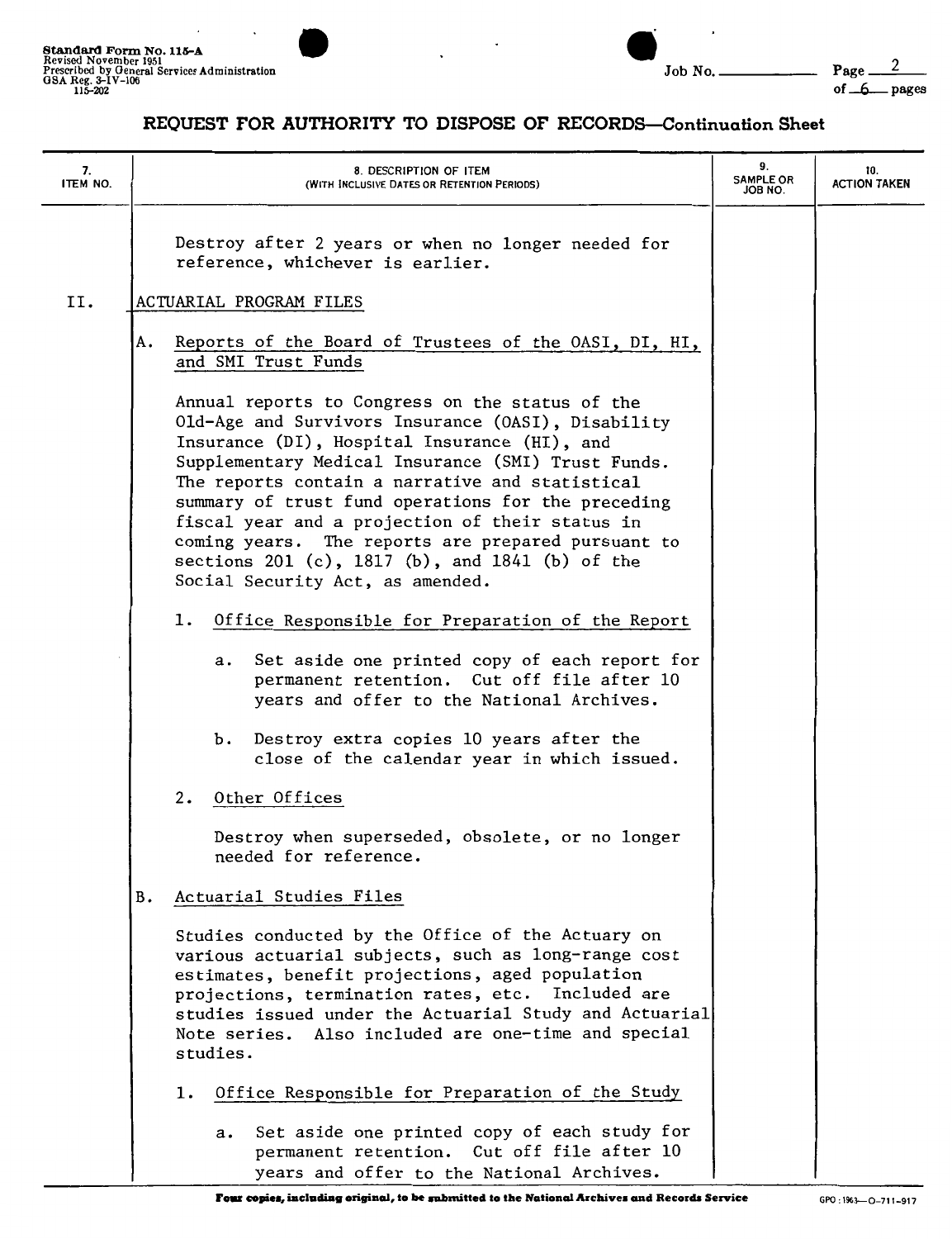## REQUEST FOR AUTHORITY TO DISPOSE OF RECORDS—Continuation Sheet

| 7. ITEM NO. | 8. DESCRIPTION OF ITEM (WITH INCLUSIVE DATES OR RETENTION PERIODS) | 9. SAMPLE OR JOB NO. | 10. ACTION TAKEN |
|---|---|---|---|

Destroy after 2 years or when no longer needed for reference, whichever is earlier.

**II.** ACTUARIAL PROGRAM FILES

A. Reports of the Board of Trustees of the OASI, DI, HI, and SMI Trust Funds

Annual reports to Congress on the status of the Old-Age and Survivors Insurance (OASI), Disability Insurance (DI), Hospital Insurance (HI), and Supplementary Medical Insurance (SMI) Trust Funds. The reports contain a narrative and statistical summary of trust fund operations for the preceding fiscal year and a projection of their status in coming years. The reports are prepared pursuant to sections 201 (c), 1817 (b), and 1841 (b) of the Social Security Act, as amended.

1. Office Responsible for Preparation of the Report

   a. Set aside one printed copy of each report for permanent retention. Cut off file after 10 years and offer to the National Archives.

   b. Destroy extra copies 10 years after the close of the calendar year in which issued.

2. Other Offices

   Destroy when superseded, obsolete, or no longer needed for reference.

B. Actuarial Studies Files

Studies conducted by the Office of the Actuary on various actuarial subjects, such as long-range cost estimates, benefit projections, aged population projections, termination rates, etc. Included are studies issued under the Actuarial Study and Actuarial Note series. Also included are one-time and special studies.

1. Office Responsible for Preparation of the Study

   a. Set aside one printed copy of each study for permanent retention. Cut off file after 10 years and offer to the National Archives.

Four copies, including original, to be submitted to the National Archives and Records Service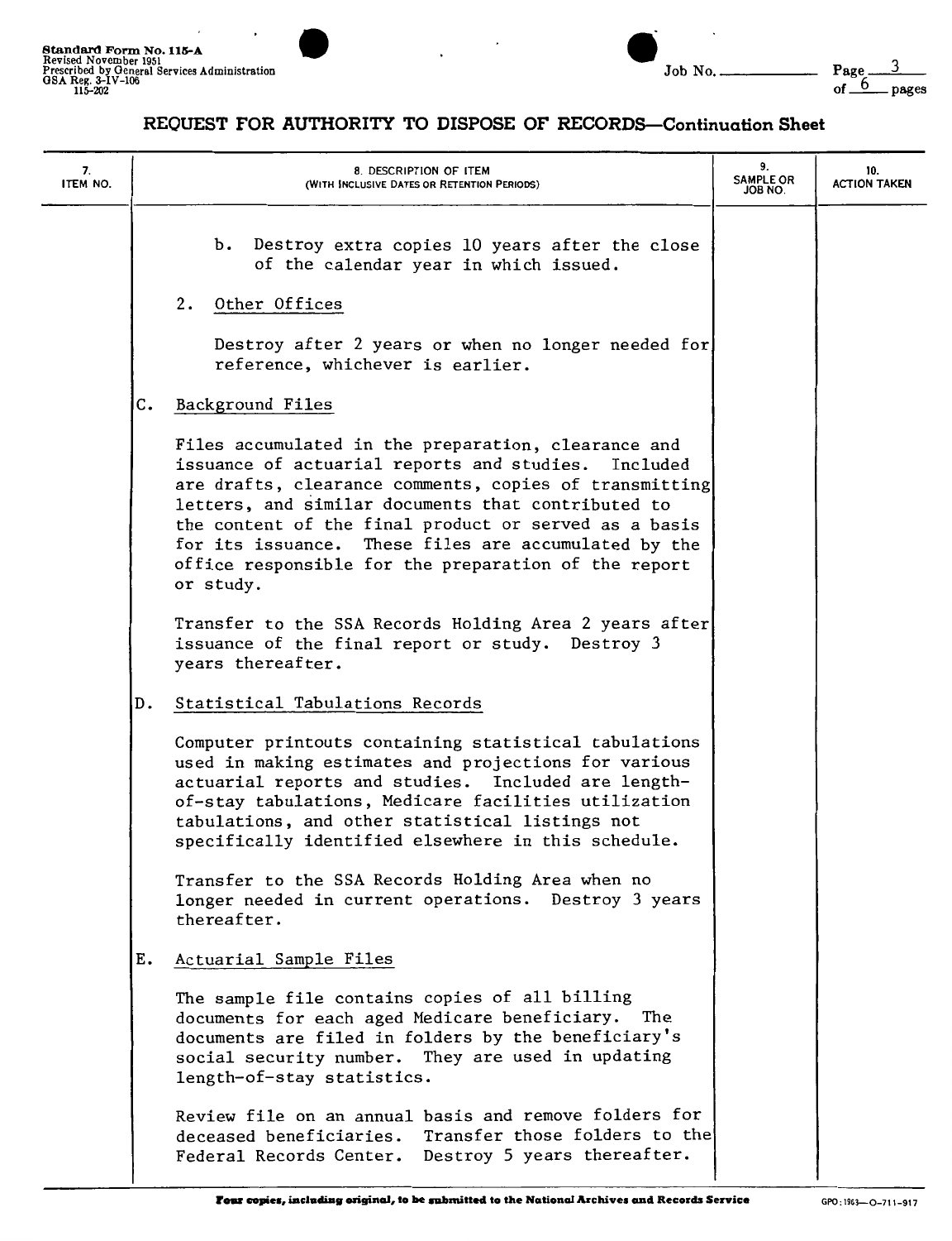## REQUEST FOR AUTHORITY TO DISPOSE OF RECORDS—Continuation Sheet

| 7. ITEM NO. | 8. DESCRIPTION OF ITEM (WITH INCLUSIVE DATES OR RETENTION PERIODS) | 9. SAMPLE OR JOB NO. | 10. ACTION TAKEN |
|---|---|---|---|
| | b. Destroy extra copies 10 years after the close of the calendar year in which issued. | | |
| | 2. Other Offices<br><br>Destroy after 2 years or when no longer needed for reference, whichever is earlier. | | |
| | C. Background Files<br><br>Files accumulated in the preparation, clearance and issuance of actuarial reports and studies. Included are drafts, clearance comments, copies of transmitting letters, and similar documents that contributed to the content of the final product or served as a basis for its issuance. These files are accumulated by the office responsible for the preparation of the report or study.<br><br>Transfer to the SSA Records Holding Area 2 years after issuance of the final report or study. Destroy 3 years thereafter. | | |
| | D. Statistical Tabulations Records<br><br>Computer printouts containing statistical tabulations used in making estimates and projections for various actuarial reports and studies. Included are length-of-stay tabulations, Medicare facilities utilization tabulations, and other statistical listings not specifically identified elsewhere in this schedule.<br><br>Transfer to the SSA Records Holding Area when no longer needed in current operations. Destroy 3 years thereafter. | | |
| | E. Actuarial Sample Files<br><br>The sample file contains copies of all billing documents for each aged Medicare beneficiary. The documents are filed in folders by the beneficiary's social security number. They are used in updating length-of-stay statistics.<br><br>Review file on an annual basis and remove folders for deceased beneficiaries. Transfer those folders to the Federal Records Center. Destroy 5 years thereafter. | | |

**Four copies, including original, to be submitted to the National Archives and Records Service**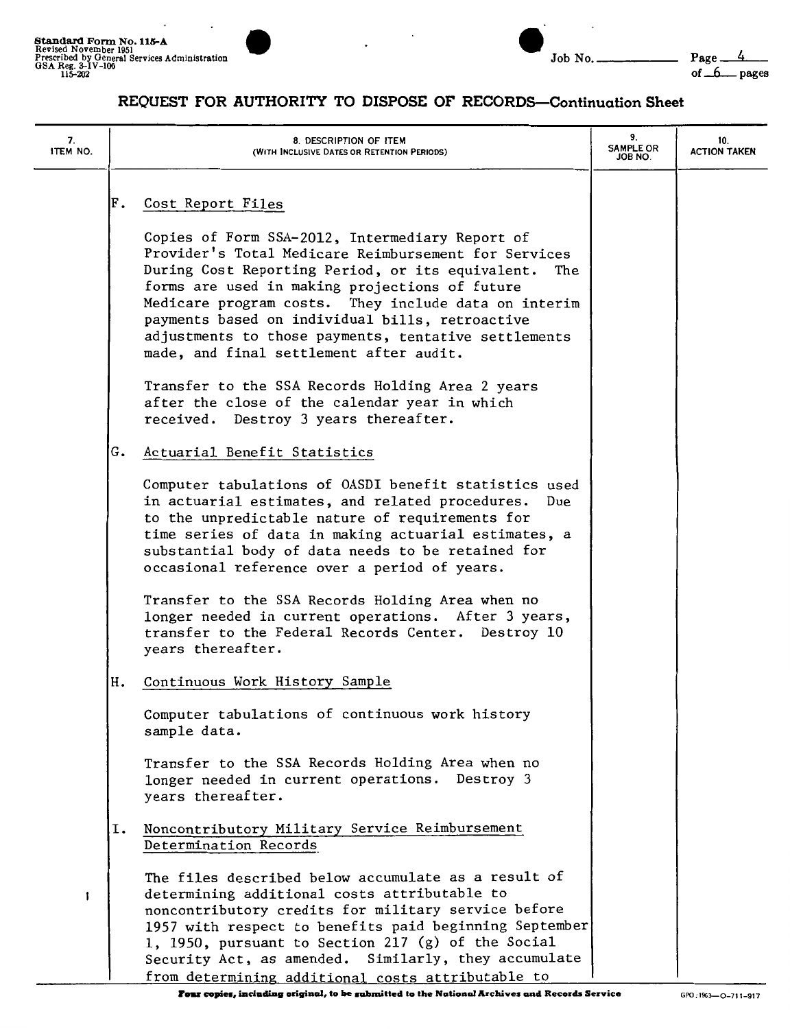**Standard Form No. 115-A**
Revised November 1951
Prescribed by General Services Administration
GSA Reg. 3-IV-106
115-202

Job No. ______ Page 4 of 6 pages

## REQUEST FOR AUTHORITY TO DISPOSE OF RECORDS—Continuation Sheet

| 7. ITEM NO. | 8. DESCRIPTION OF ITEM (WITH INCLUSIVE DATES OR RETENTION PERIODS) | 9. SAMPLE OR JOB NO. | 10. ACTION TAKEN |
|---|---|---|---|

F. Cost Report Files

Copies of Form SSA-2012, Intermediary Report of Provider's Total Medicare Reimbursement for Services During Cost Reporting Period, or its equivalent. The forms are used in making projections of future Medicare program costs. They include data on interim payments based on individual bills, retroactive adjustments to those payments, tentative settlements made, and final settlement after audit.

Transfer to the SSA Records Holding Area 2 years after the close of the calendar year in which received. Destroy 3 years thereafter.

G. Actuarial Benefit Statistics

Computer tabulations of OASDI benefit statistics used in actuarial estimates, and related procedures. Due to the unpredictable nature of requirements for time series of data in making actuarial estimates, a substantial body of data needs to be retained for occasional reference over a period of years.

Transfer to the SSA Records Holding Area when no longer needed in current operations. After 3 years, transfer to the Federal Records Center. Destroy 10 years thereafter.

H. Continuous Work History Sample

Computer tabulations of continuous work history sample data.

Transfer to the SSA Records Holding Area when no longer needed in current operations. Destroy 3 years thereafter.

I. Noncontributory Military Service Reimbursement Determination Records

The files described below accumulate as a result of determining additional costs attributable to noncontributory credits for military service before 1957 with respect to benefits paid beginning September 1, 1950, pursuant to Section 217 (g) of the Social Security Act, as amended. Similarly, they accumulate from determining additional costs attributable to

Four copies, including original, to be submitted to the National Archives and Records Service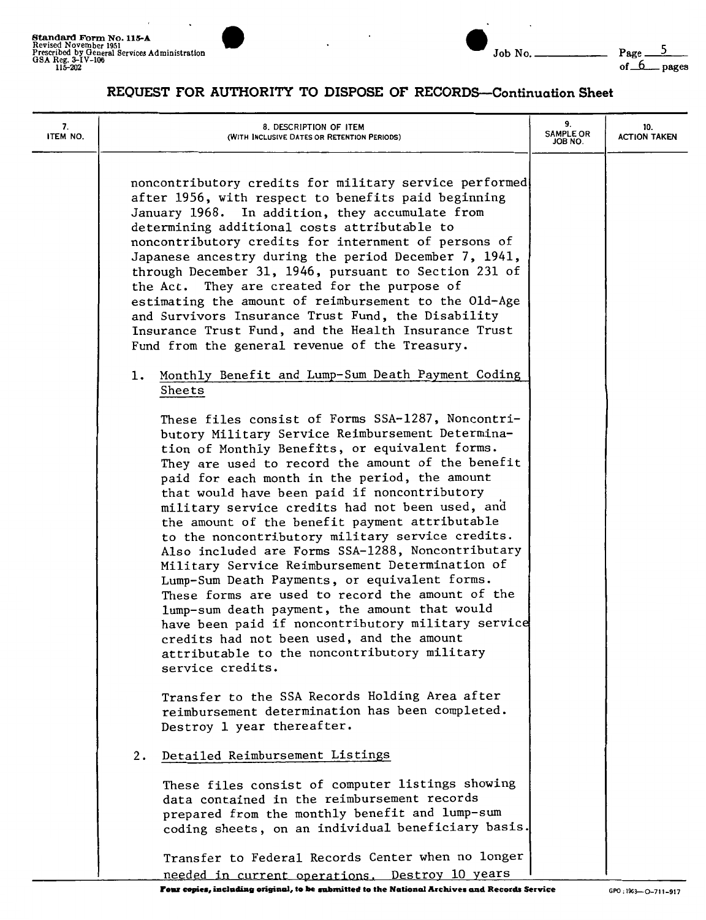# REQUEST FOR AUTHORITY TO DISPOSE OF RECORDS—Continuation Sheet

| 7. ITEM NO. | 8. DESCRIPTION OF ITEM (WITH INCLUSIVE DATES OR RETENTION PERIODS) | 9. SAMPLE OR JOB NO. | 10. ACTION TAKEN |
|---|---|---|---|

noncontributory credits for military service performed after 1956, with respect to benefits paid beginning January 1968. In addition, they accumulate from determining additional costs attributable to noncontributory credits for internment of persons of Japanese ancestry during the period December 7, 1941, through December 31, 1946, pursuant to Section 231 of the Act. They are created for the purpose of estimating the amount of reimbursement to the Old-Age and Survivors Insurance Trust Fund, the Disability Insurance Trust Fund, and the Health Insurance Trust Fund from the general revenue of the Treasury.

1. Monthly Benefit and Lump-Sum Death Payment Coding Sheets

   These files consist of Forms SSA-1287, Noncontributory Military Service Reimbursement Determination of Monthly Benefits, or equivalent forms. They are used to record the amount of the benefit paid for each month in the period, the amount that would have been paid if noncontributory military service credits had not been used, and the amount of the benefit payment attributable to the noncontributory military service credits. Also included are Forms SSA-1288, Noncontributary Military Service Reimbursement Determination of Lump-Sum Death Payments, or equivalent forms. These forms are used to record the amount of the lump-sum death payment, the amount that would have been paid if noncontributory military service credits had not been used, and the amount attributable to the noncontributory military service credits.

   Transfer to the SSA Records Holding Area after reimbursement determination has been completed. Destroy 1 year thereafter.

2. Detailed Reimbursement Listings

   These files consist of computer listings showing data contained in the reimbursement records prepared from the monthly benefit and lump-sum coding sheets, on an individual beneficiary basis.

   Transfer to Federal Records Center when no longer needed in current operations. Destroy 10 years

Four copies, including original, to be submitted to the National Archives and Records Service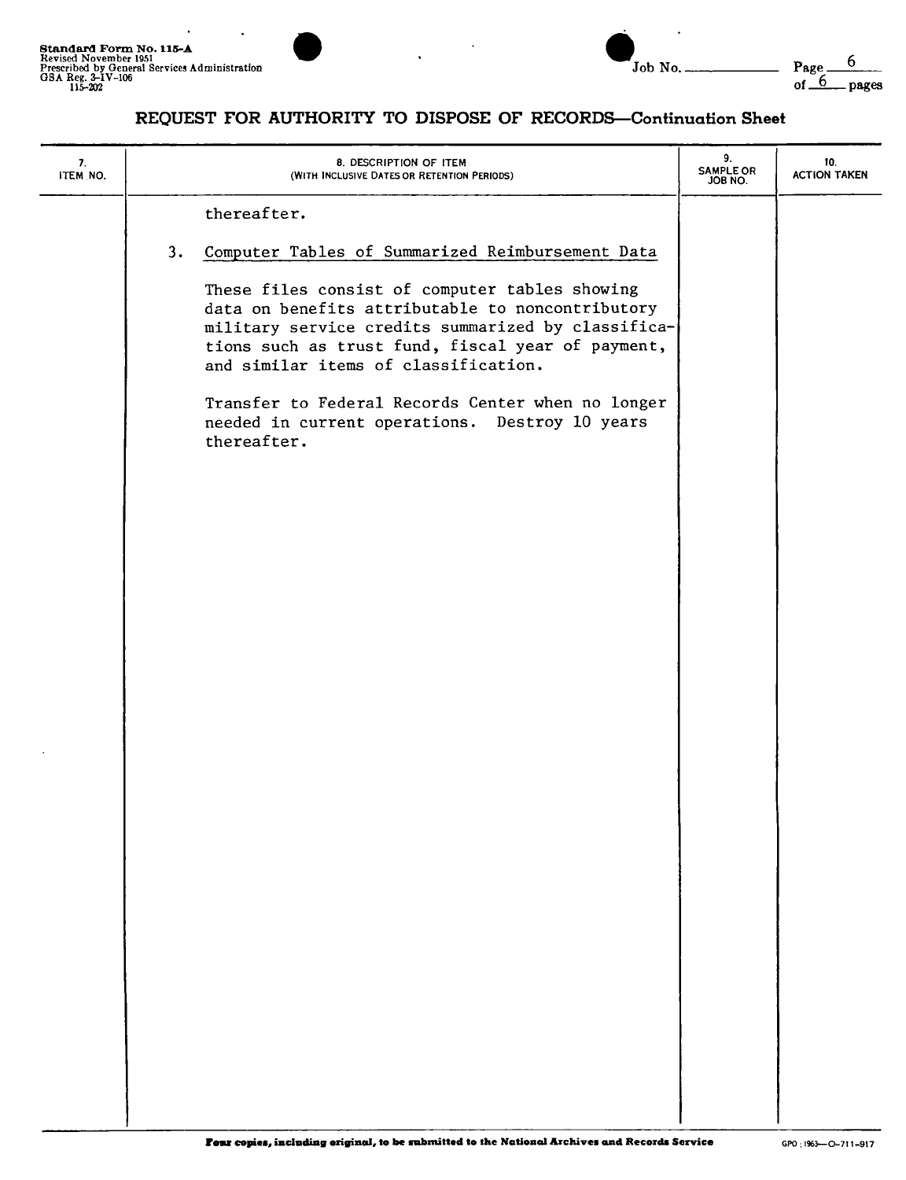Standard Form No. 115-A
Revised November 1951
Prescribed by General Services Administration
GSA Reg. 3-IV-106
115-202

Job No. ________

## REQUEST FOR AUTHORITY TO DISPOSE OF RECORDS—Continuation Sheet

| 7. ITEM NO. | 8. DESCRIPTION OF ITEM (WITH INCLUSIVE DATES OR RETENTION PERIODS) | 9. SAMPLE OR JOB NO. | 10. ACTION TAKEN |
|---|---|---|---|
| | thereafter.<br><br>3. Computer Tables of Summarized Reimbursement Data<br><br>These files consist of computer tables showing data on benefits attributable to noncontributory military service credits summarized by classifications such as trust fund, fiscal year of payment, and similar items of classification.<br><br>Transfer to Federal Records Center when no longer needed in current operations. Destroy 10 years thereafter. | | |

**Four copies, including original, to be submitted to the National Archives and Records Service**

GPO : 1963—O-711-917